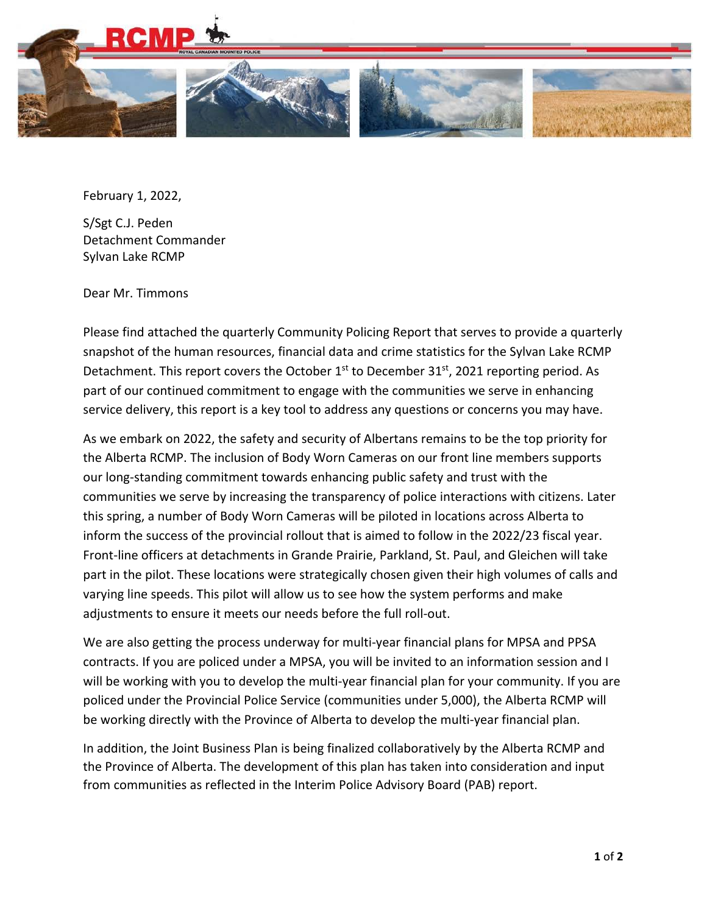February 1, 2022,

S/Sgt C.J. Peden
Detachment Commander
Sylvan Lake RCMP

Dear Mr. Timmons

Please find attached the quarterly Community Policing Report that serves to provide a quarterly snapshot of the human resources, financial data and crime statistics for the Sylvan Lake RCMP Detachment. This report covers the October 1st to December 31st, 2021 reporting period. As part of our continued commitment to engage with the communities we serve in enhancing service delivery, this report is a key tool to address any questions or concerns you may have.

As we embark on 2022, the safety and security of Albertans remains to be the top priority for the Alberta RCMP. The inclusion of Body Worn Cameras on our front line members supports our long-standing commitment towards enhancing public safety and trust with the communities we serve by increasing the transparency of police interactions with citizens. Later this spring, a number of Body Worn Cameras will be piloted in locations across Alberta to inform the success of the provincial rollout that is aimed to follow in the 2022/23 fiscal year. Front-line officers at detachments in Grande Prairie, Parkland, St. Paul, and Gleichen will take part in the pilot. These locations were strategically chosen given their high volumes of calls and varying line speeds. This pilot will allow us to see how the system performs and make adjustments to ensure it meets our needs before the full roll-out.

We are also getting the process underway for multi-year financial plans for MPSA and PPSA contracts. If you are policed under a MPSA, you will be invited to an information session and I will be working with you to develop the multi-year financial plan for your community. If you are policed under the Provincial Police Service (communities under 5,000), the Alberta RCMP will be working directly with the Province of Alberta to develop the multi-year financial plan.

In addition, the Joint Business Plan is being finalized collaboratively by the Alberta RCMP and the Province of Alberta. The development of this plan has taken into consideration and input from communities as reflected in the Interim Police Advisory Board (PAB) report.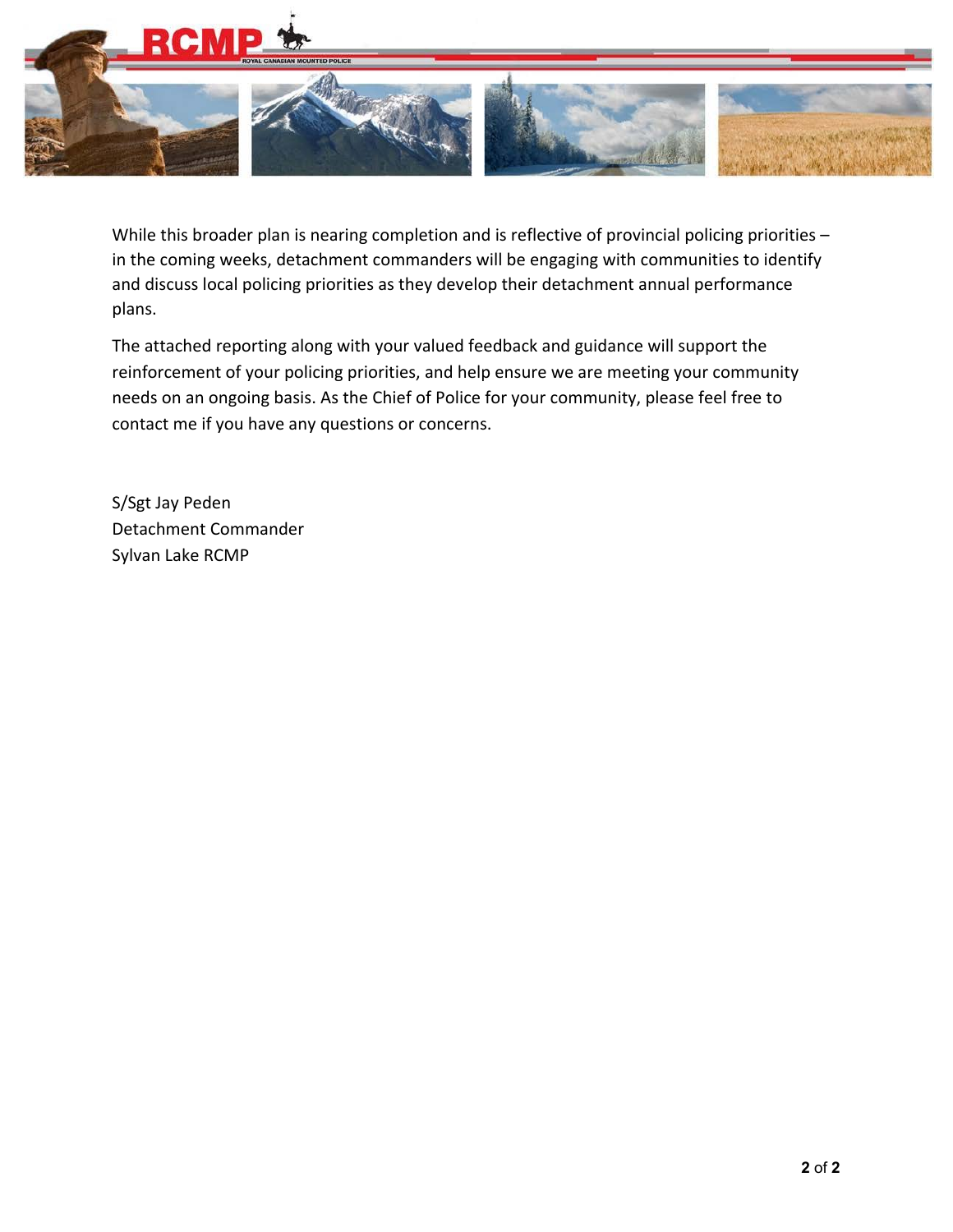While this broader plan is nearing completion and is reflective of provincial policing priorities – in the coming weeks, detachment commanders will be engaging with communities to identify and discuss local policing priorities as they develop their detachment annual performance plans.

The attached reporting along with your valued feedback and guidance will support the reinforcement of your policing priorities, and help ensure we are meeting your community needs on an ongoing basis. As the Chief of Police for your community, please feel free to contact me if you have any questions or concerns.

S/Sgt Jay Peden  
Detachment Commander  
Sylvan Lake RCMP